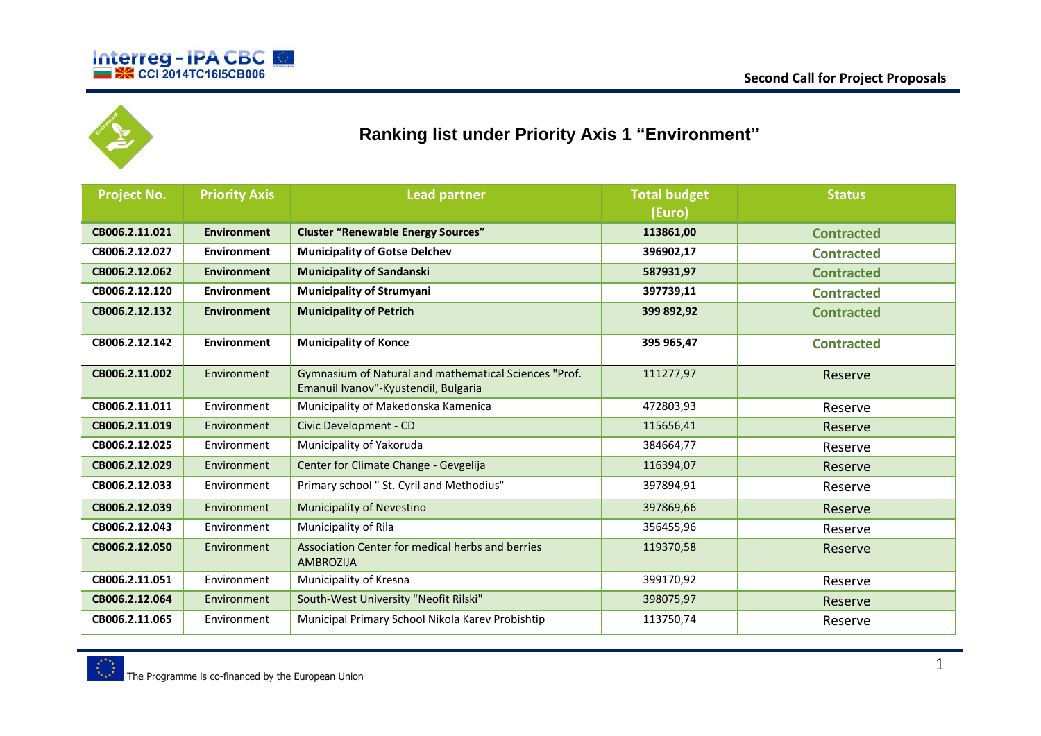Second Call for Project Proposals

## Ranking list under Priority Axis 1 "Environment"

| Project No. | Priority Axis | Lead partner | Total budget (Euro) | Status |
|---|---|---|---|---|
| **CB006.2.11.021** | **Environment** | **Cluster "Renewable Energy Sources"** | **113861,00** | **Contracted** |
| **CB006.2.12.027** | **Environment** | **Municipality of Gotse Delchev** | **396902,17** | **Contracted** |
| **CB006.2.12.062** | **Environment** | **Municipality of Sandanski** | **587931,97** | **Contracted** |
| **CB006.2.12.120** | **Environment** | **Municipality of Strumyani** | **397739,11** | **Contracted** |
| **CB006.2.12.132** | **Environment** | **Municipality of Petrich** | **399 892,92** | **Contracted** |
| **CB006.2.12.142** | **Environment** | **Municipality of Konce** | **395 965,47** | **Contracted** |
| **CB006.2.11.002** | Environment | Gymnasium of Natural and mathematical Sciences "Prof. Emanuil Ivanov"-Kyustendil, Bulgaria | 111277,97 | Reserve |
| **CB006.2.11.011** | Environment | Municipality of Makedonska Kamenica | 472803,93 | Reserve |
| **CB006.2.11.019** | Environment | Civic Development - CD | 115656,41 | Reserve |
| **CB006.2.12.025** | Environment | Municipality of Yakoruda | 384664,77 | Reserve |
| **CB006.2.12.029** | Environment | Center for Climate Change - Gevgelija | 116394,07 | Reserve |
| **CB006.2.12.033** | Environment | Primary school " St. Cyril and Methodius" | 397894,91 | Reserve |
| **CB006.2.12.039** | Environment | Municipality of Nevestino | 397869,66 | Reserve |
| **CB006.2.12.043** | Environment | Municipality of Rila | 356455,96 | Reserve |
| **CB006.2.12.050** | Environment | Association Center for medical herbs and berries AMBROZIJA | 119370,58 | Reserve |
| **CB006.2.11.051** | Environment | Municipality of Kresna | 399170,92 | Reserve |
| **CB006.2.12.064** | Environment | South-West University "Neofit Rilski" | 398075,97 | Reserve |
| **CB006.2.11.065** | Environment | Municipal Primary School Nikola Karev Probishtip | 113750,74 | Reserve |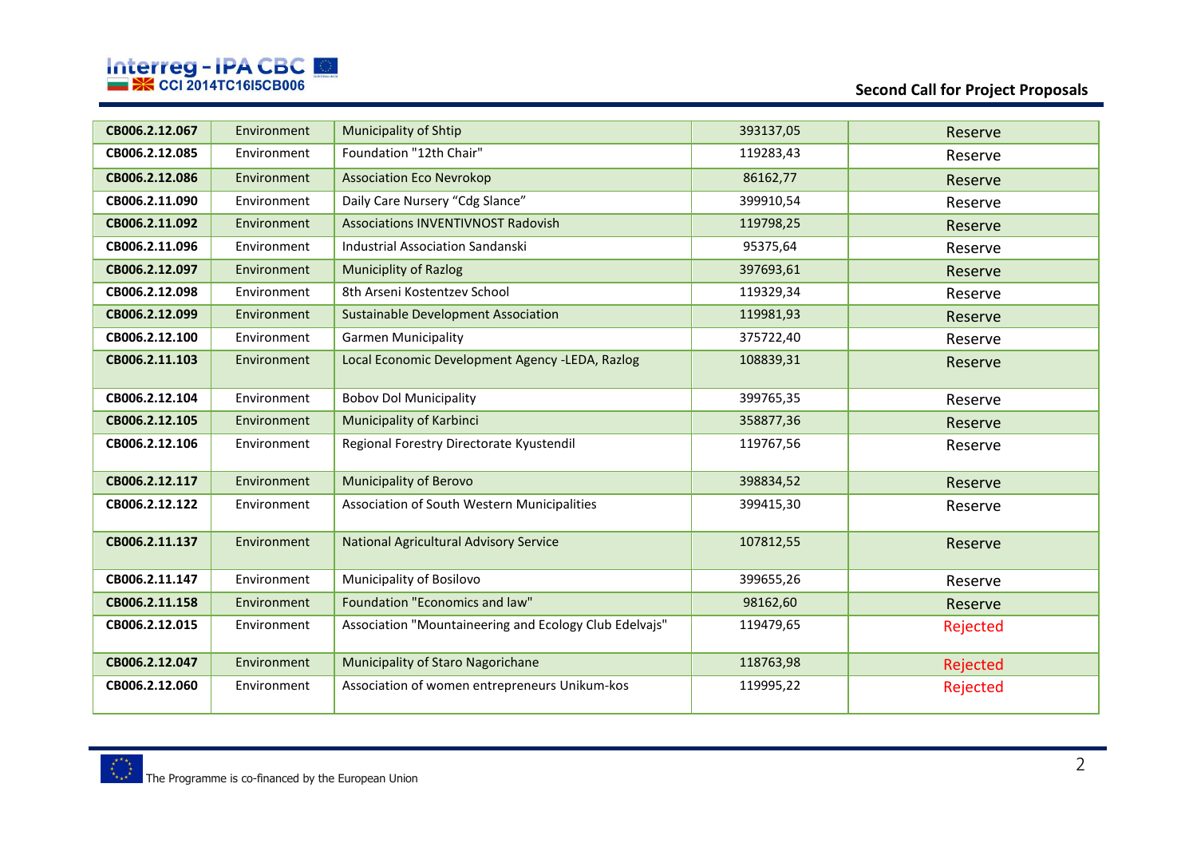| CB006.2.12.067 | Environment | Municipality of Shtip | 393137,05 | Reserve |
|---|---|---|---|---|
| CB006.2.12.085 | Environment | Foundation "12th Chair" | 119283,43 | Reserve |
| CB006.2.12.086 | Environment | Association Eco Nevrokop | 86162,77 | Reserve |
| CB006.2.11.090 | Environment | Daily Care Nursery “Cdg Slance” | 399910,54 | Reserve |
| CB006.2.11.092 | Environment | Associations INVENTIVNOST Radovish | 119798,25 | Reserve |
| CB006.2.11.096 | Environment | Industrial Association Sandanski | 95375,64 | Reserve |
| CB006.2.12.097 | Environment | Municiplity of Razlog | 397693,61 | Reserve |
| CB006.2.12.098 | Environment | 8th Arseni Kostentzev School | 119329,34 | Reserve |
| CB006.2.12.099 | Environment | Sustainable Development Association | 119981,93 | Reserve |
| CB006.2.12.100 | Environment | Garmen Municipality | 375722,40 | Reserve |
| CB006.2.11.103 | Environment | Local Economic Development Agency -LEDA, Razlog | 108839,31 | Reserve |
| CB006.2.12.104 | Environment | Bobov Dol Municipality | 399765,35 | Reserve |
| CB006.2.12.105 | Environment | Municipality of Karbinci | 358877,36 | Reserve |
| CB006.2.12.106 | Environment | Regional Forestry Directorate Kyustendil | 119767,56 | Reserve |
| CB006.2.12.117 | Environment | Municipality of Berovo | 398834,52 | Reserve |
| CB006.2.12.122 | Environment | Association of South Western Municipalities | 399415,30 | Reserve |
| CB006.2.11.137 | Environment | National Agricultural Advisory Service | 107812,55 | Reserve |
| CB006.2.11.147 | Environment | Municipality of Bosilovo | 399655,26 | Reserve |
| CB006.2.11.158 | Environment | Foundation "Economics and law" | 98162,60 | Reserve |
| CB006.2.12.015 | Environment | Association "Mountaineering and Ecology Club Edelvajs" | 119479,65 | Rejected |
| CB006.2.12.047 | Environment | Municipality of Staro Nagorichane | 118763,98 | Rejected |
| CB006.2.12.060 | Environment | Association of women entrepreneurs Unikum-kos | 119995,22 | Rejected |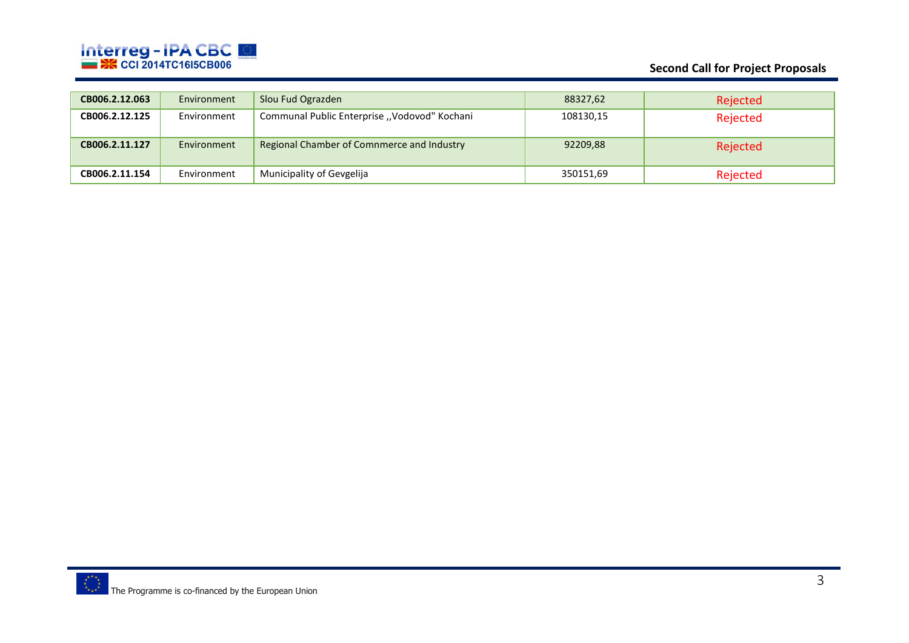| | | | | |
|---|---|---|---|---|
| **CB006.2.12.063** | Environment | Slou Fud Ograzden | 88327,62 | Rejected |
| **CB006.2.12.125** | Environment | Communal Public Enterprise ,,Vodovod" Kochani | 108130,15 | Rejected |
| **CB006.2.11.127** | Environment | Regional Chamber of Comnmerce and Industry | 92209,88 | Rejected |
| **CB006.2.11.154** | Environment | Municipality of Gevgelija | 350151,69 | Rejected |